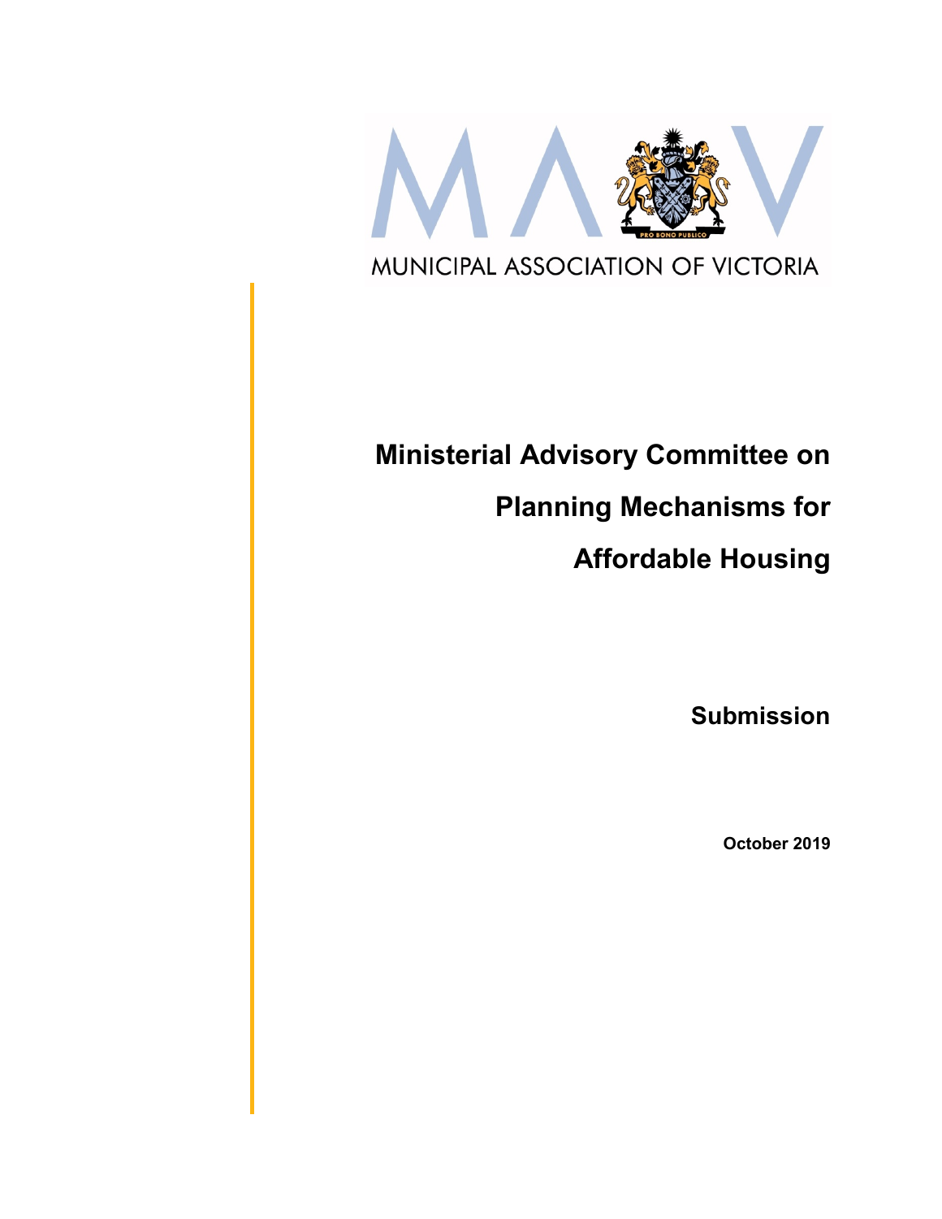MUNICIPAL ASSOCIATION OF VICTORIA

# Ministerial Advisory Committee on Planning Mechanisms for Affordable Housing

## Submission

**October 2019**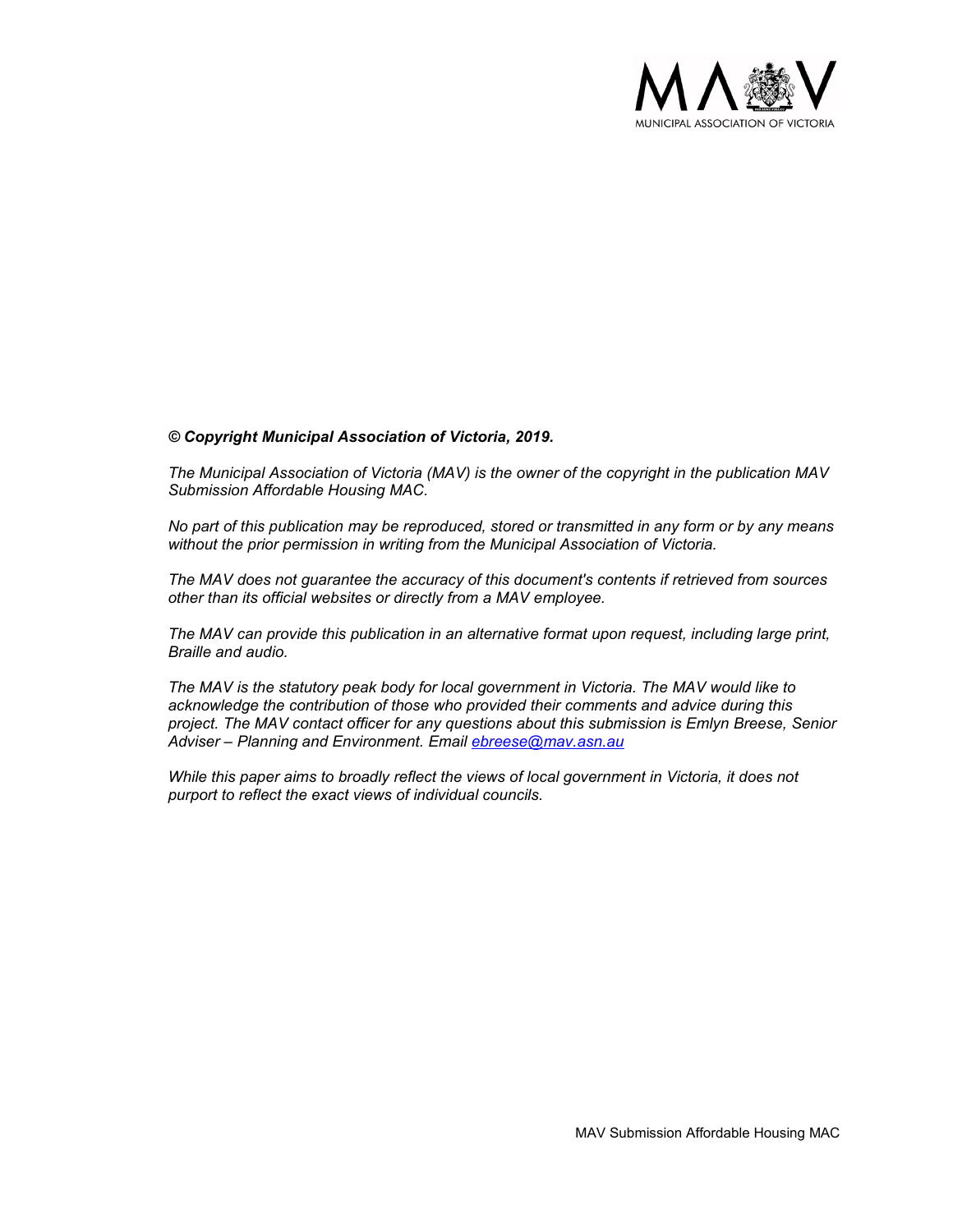***© Copyright Municipal Association of Victoria, 2019.***

*The Municipal Association of Victoria (MAV) is the owner of the copyright in the publication MAV Submission Affordable Housing MAC.*

*No part of this publication may be reproduced, stored or transmitted in any form or by any means without the prior permission in writing from the Municipal Association of Victoria.*

*The MAV does not guarantee the accuracy of this document's contents if retrieved from sources other than its official websites or directly from a MAV employee.*

*The MAV can provide this publication in an alternative format upon request, including large print, Braille and audio.*

*The MAV is the statutory peak body for local government in Victoria. The MAV would like to acknowledge the contribution of those who provided their comments and advice during this project. The MAV contact officer for any questions about this submission is Emlyn Breese, Senior Adviser – Planning and Environment. Email [ebreese@mav.asn.au](mailto:ebreese@mav.asn.au)*

*While this paper aims to broadly reflect the views of local government in Victoria, it does not purport to reflect the exact views of individual councils.*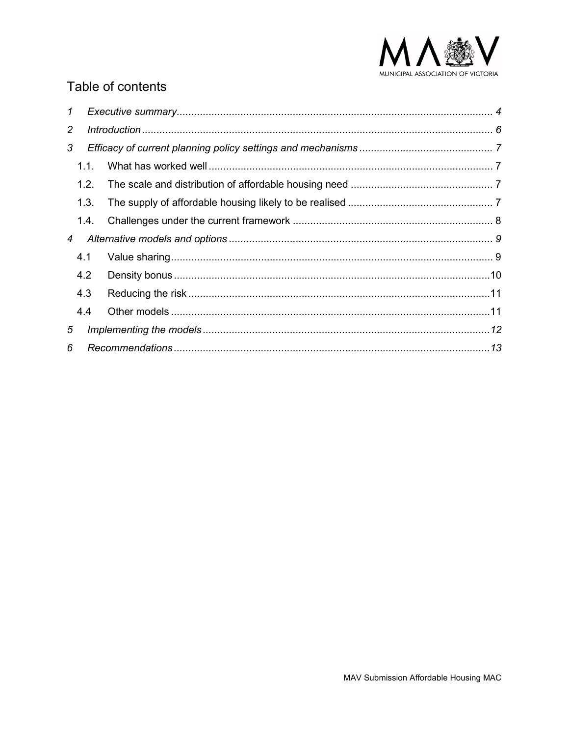# Table of contents

| | | |
|---|---|---|
| *1* | *Executive summary* | *4* |
| *2* | *Introduction* | *6* |
| *3* | *Efficacy of current planning policy settings and mechanisms* | *7* |
| 1.1. | What has worked well | 7 |
| 1.2. | The scale and distribution of affordable housing need | 7 |
| 1.3. | The supply of affordable housing likely to be realised | 7 |
| 1.4. | Challenges under the current framework | 8 |
| *4* | *Alternative models and options* | *9* |
| 4.1 | Value sharing | 9 |
| 4.2 | Density bonus | 10 |
| 4.3 | Reducing the risk | 11 |
| 4.4 | Other models | 11 |
| *5* | *Implementing the models* | *12* |
| *6* | *Recommendations* | *13* |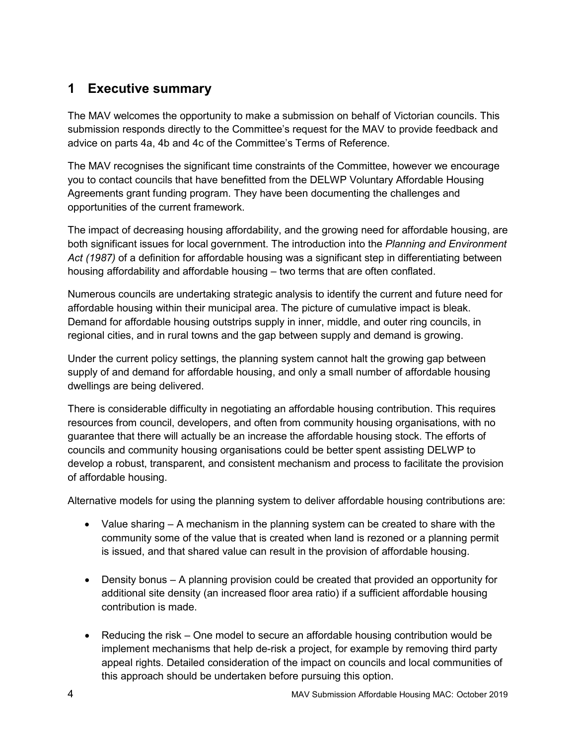## 1 Executive summary

The MAV welcomes the opportunity to make a submission on behalf of Victorian councils. This submission responds directly to the Committee's request for the MAV to provide feedback and advice on parts 4a, 4b and 4c of the Committee's Terms of Reference.

The MAV recognises the significant time constraints of the Committee, however we encourage you to contact councils that have benefitted from the DELWP Voluntary Affordable Housing Agreements grant funding program. They have been documenting the challenges and opportunities of the current framework.

The impact of decreasing housing affordability, and the growing need for affordable housing, are both significant issues for local government. The introduction into the *Planning and Environment Act (1987)* of a definition for affordable housing was a significant step in differentiating between housing affordability and affordable housing – two terms that are often conflated.

Numerous councils are undertaking strategic analysis to identify the current and future need for affordable housing within their municipal area. The picture of cumulative impact is bleak. Demand for affordable housing outstrips supply in inner, middle, and outer ring councils, in regional cities, and in rural towns and the gap between supply and demand is growing.

Under the current policy settings, the planning system cannot halt the growing gap between supply of and demand for affordable housing, and only a small number of affordable housing dwellings are being delivered.

There is considerable difficulty in negotiating an affordable housing contribution. This requires resources from council, developers, and often from community housing organisations, with no guarantee that there will actually be an increase the affordable housing stock. The efforts of councils and community housing organisations could be better spent assisting DELWP to develop a robust, transparent, and consistent mechanism and process to facilitate the provision of affordable housing.

Alternative models for using the planning system to deliver affordable housing contributions are:

- Value sharing – A mechanism in the planning system can be created to share with the community some of the value that is created when land is rezoned or a planning permit is issued, and that shared value can result in the provision of affordable housing.
- Density bonus – A planning provision could be created that provided an opportunity for additional site density (an increased floor area ratio) if a sufficient affordable housing contribution is made.
- Reducing the risk – One model to secure an affordable housing contribution would be implement mechanisms that help de-risk a project, for example by removing third party appeal rights. Detailed consideration of the impact on councils and local communities of this approach should be undertaken before pursuing this option.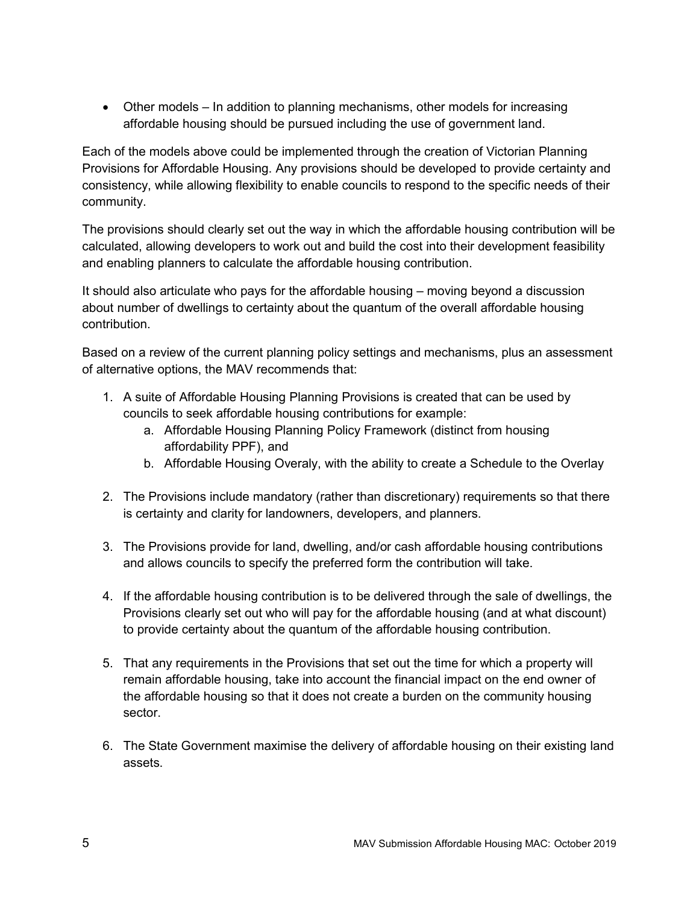- Other models – In addition to planning mechanisms, other models for increasing affordable housing should be pursued including the use of government land.

Each of the models above could be implemented through the creation of Victorian Planning Provisions for Affordable Housing. Any provisions should be developed to provide certainty and consistency, while allowing flexibility to enable councils to respond to the specific needs of their community.

The provisions should clearly set out the way in which the affordable housing contribution will be calculated, allowing developers to work out and build the cost into their development feasibility and enabling planners to calculate the affordable housing contribution.

It should also articulate who pays for the affordable housing – moving beyond a discussion about number of dwellings to certainty about the quantum of the overall affordable housing contribution.

Based on a review of the current planning policy settings and mechanisms, plus an assessment of alternative options, the MAV recommends that:

1. A suite of Affordable Housing Planning Provisions is created that can be used by councils to seek affordable housing contributions for example:
   a. Affordable Housing Planning Policy Framework (distinct from housing affordability PPF), and
   b. Affordable Housing Overaly, with the ability to create a Schedule to the Overlay

2. The Provisions include mandatory (rather than discretionary) requirements so that there is certainty and clarity for landowners, developers, and planners.

3. The Provisions provide for land, dwelling, and/or cash affordable housing contributions and allows councils to specify the preferred form the contribution will take.

4. If the affordable housing contribution is to be delivered through the sale of dwellings, the Provisions clearly set out who will pay for the affordable housing (and at what discount) to provide certainty about the quantum of the affordable housing contribution.

5. That any requirements in the Provisions that set out the time for which a property will remain affordable housing, take into account the financial impact on the end owner of the affordable housing so that it does not create a burden on the community housing sector.

6. The State Government maximise the delivery of affordable housing on their existing land assets.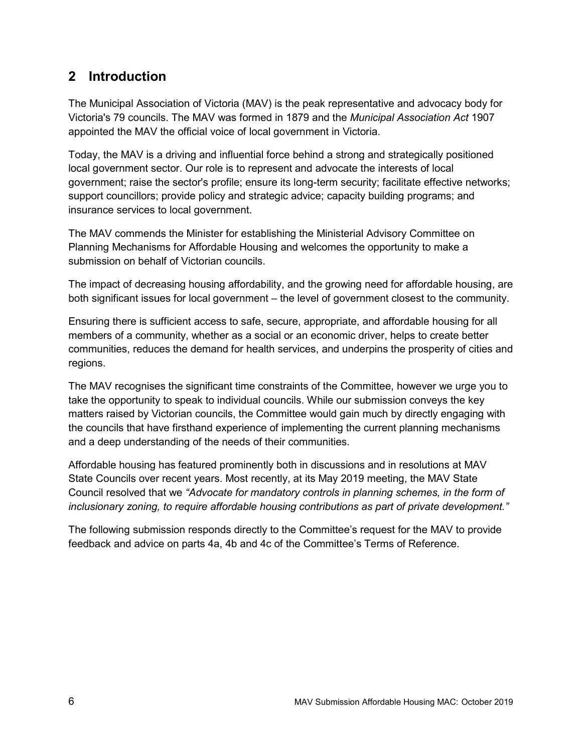## 2 Introduction

The Municipal Association of Victoria (MAV) is the peak representative and advocacy body for Victoria's 79 councils. The MAV was formed in 1879 and the *Municipal Association Act* 1907 appointed the MAV the official voice of local government in Victoria.

Today, the MAV is a driving and influential force behind a strong and strategically positioned local government sector. Our role is to represent and advocate the interests of local government; raise the sector's profile; ensure its long-term security; facilitate effective networks; support councillors; provide policy and strategic advice; capacity building programs; and insurance services to local government.

The MAV commends the Minister for establishing the Ministerial Advisory Committee on Planning Mechanisms for Affordable Housing and welcomes the opportunity to make a submission on behalf of Victorian councils.

The impact of decreasing housing affordability, and the growing need for affordable housing, are both significant issues for local government – the level of government closest to the community.

Ensuring there is sufficient access to safe, secure, appropriate, and affordable housing for all members of a community, whether as a social or an economic driver, helps to create better communities, reduces the demand for health services, and underpins the prosperity of cities and regions.

The MAV recognises the significant time constraints of the Committee, however we urge you to take the opportunity to speak to individual councils. While our submission conveys the key matters raised by Victorian councils, the Committee would gain much by directly engaging with the councils that have firsthand experience of implementing the current planning mechanisms and a deep understanding of the needs of their communities.

Affordable housing has featured prominently both in discussions and in resolutions at MAV State Councils over recent years. Most recently, at its May 2019 meeting, the MAV State Council resolved that we *"Advocate for mandatory controls in planning schemes, in the form of inclusionary zoning, to require affordable housing contributions as part of private development."*

The following submission responds directly to the Committee's request for the MAV to provide feedback and advice on parts 4a, 4b and 4c of the Committee's Terms of Reference.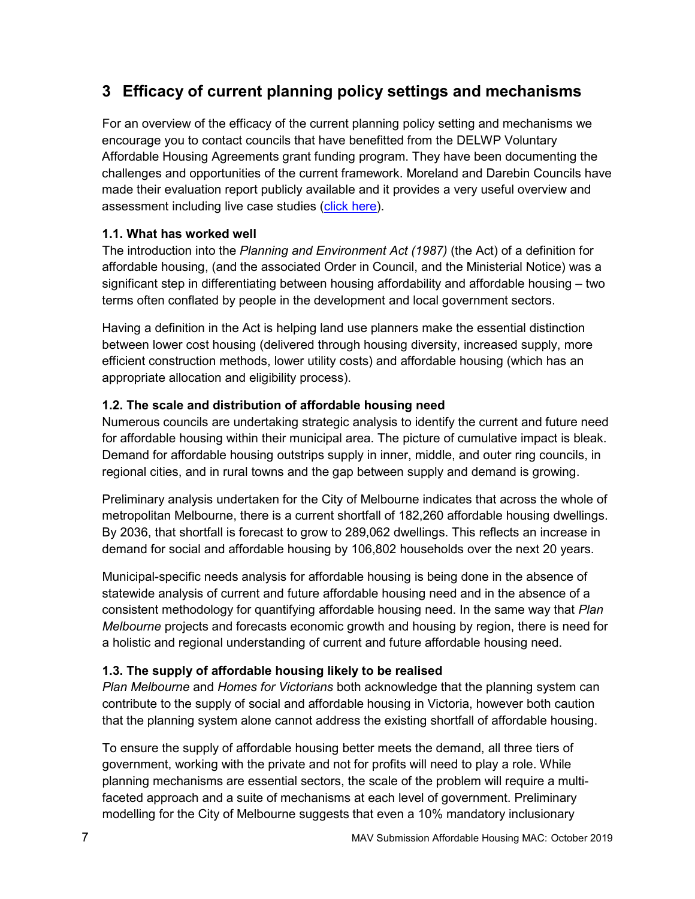# 3 Efficacy of current planning policy settings and mechanisms

For an overview of the efficacy of the current planning policy setting and mechanisms we encourage you to contact councils that have benefitted from the DELWP Voluntary Affordable Housing Agreements grant funding program. They have been documenting the challenges and opportunities of the current framework. Moreland and Darebin Councils have made their evaluation report publicly available and it provides a very useful overview and assessment including live case studies (click here).

### 1.1. What has worked well

The introduction into the *Planning and Environment Act (1987)* (the Act) of a definition for affordable housing, (and the associated Order in Council, and the Ministerial Notice) was a significant step in differentiating between housing affordability and affordable housing – two terms often conflated by people in the development and local government sectors.

Having a definition in the Act is helping land use planners make the essential distinction between lower cost housing (delivered through housing diversity, increased supply, more efficient construction methods, lower utility costs) and affordable housing (which has an appropriate allocation and eligibility process).

### 1.2. The scale and distribution of affordable housing need

Numerous councils are undertaking strategic analysis to identify the current and future need for affordable housing within their municipal area. The picture of cumulative impact is bleak. Demand for affordable housing outstrips supply in inner, middle, and outer ring councils, in regional cities, and in rural towns and the gap between supply and demand is growing.

Preliminary analysis undertaken for the City of Melbourne indicates that across the whole of metropolitan Melbourne, there is a current shortfall of 182,260 affordable housing dwellings. By 2036, that shortfall is forecast to grow to 289,062 dwellings. This reflects an increase in demand for social and affordable housing by 106,802 households over the next 20 years.

Municipal-specific needs analysis for affordable housing is being done in the absence of statewide analysis of current and future affordable housing need and in the absence of a consistent methodology for quantifying affordable housing need. In the same way that *Plan Melbourne* projects and forecasts economic growth and housing by region, there is need for a holistic and regional understanding of current and future affordable housing need.

### 1.3. The supply of affordable housing likely to be realised

*Plan Melbourne* and *Homes for Victorians* both acknowledge that the planning system can contribute to the supply of social and affordable housing in Victoria, however both caution that the planning system alone cannot address the existing shortfall of affordable housing.

To ensure the supply of affordable housing better meets the demand, all three tiers of government, working with the private and not for profits will need to play a role. While planning mechanisms are essential sectors, the scale of the problem will require a multi-faceted approach and a suite of mechanisms at each level of government. Preliminary modelling for the City of Melbourne suggests that even a 10% mandatory inclusionary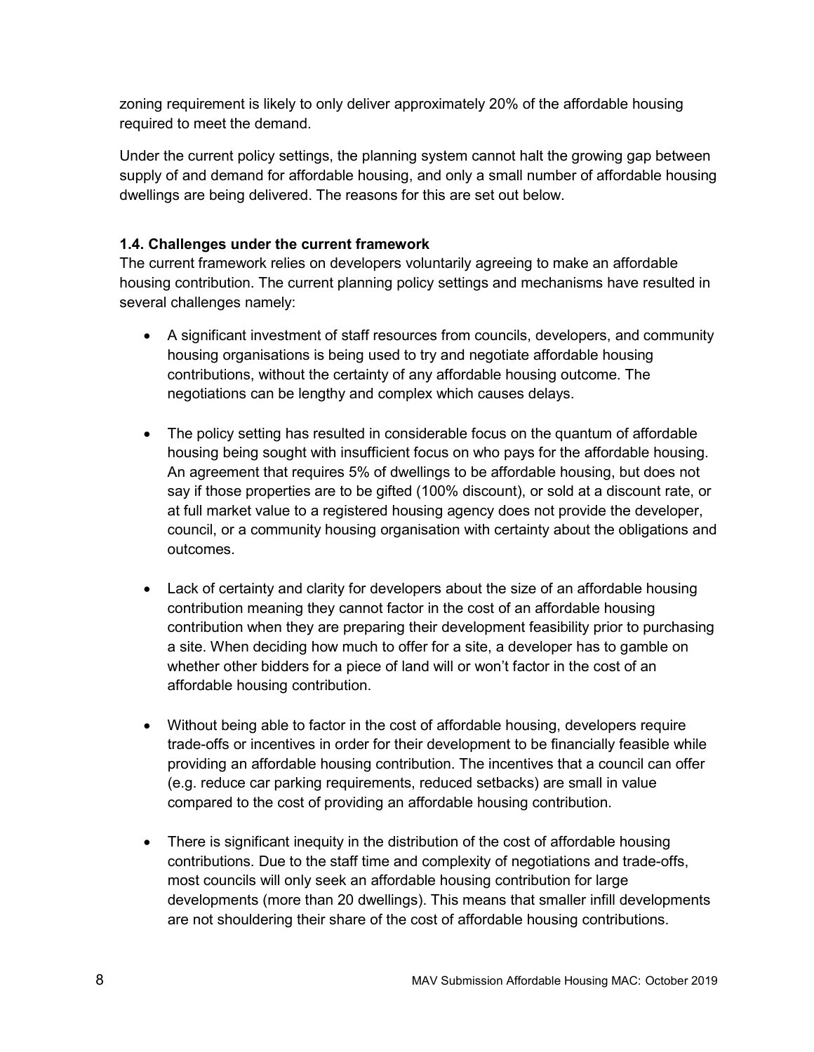zoning requirement is likely to only deliver approximately 20% of the affordable housing required to meet the demand.

Under the current policy settings, the planning system cannot halt the growing gap between supply of and demand for affordable housing, and only a small number of affordable housing dwellings are being delivered. The reasons for this are set out below.

### 1.4. Challenges under the current framework

The current framework relies on developers voluntarily agreeing to make an affordable housing contribution. The current planning policy settings and mechanisms have resulted in several challenges namely:

- A significant investment of staff resources from councils, developers, and community housing organisations is being used to try and negotiate affordable housing contributions, without the certainty of any affordable housing outcome. The negotiations can be lengthy and complex which causes delays.
- The policy setting has resulted in considerable focus on the quantum of affordable housing being sought with insufficient focus on who pays for the affordable housing. An agreement that requires 5% of dwellings to be affordable housing, but does not say if those properties are to be gifted (100% discount), or sold at a discount rate, or at full market value to a registered housing agency does not provide the developer, council, or a community housing organisation with certainty about the obligations and outcomes.
- Lack of certainty and clarity for developers about the size of an affordable housing contribution meaning they cannot factor in the cost of an affordable housing contribution when they are preparing their development feasibility prior to purchasing a site. When deciding how much to offer for a site, a developer has to gamble on whether other bidders for a piece of land will or won't factor in the cost of an affordable housing contribution.
- Without being able to factor in the cost of affordable housing, developers require trade-offs or incentives in order for their development to be financially feasible while providing an affordable housing contribution. The incentives that a council can offer (e.g. reduce car parking requirements, reduced setbacks) are small in value compared to the cost of providing an affordable housing contribution.
- There is significant inequity in the distribution of the cost of affordable housing contributions. Due to the staff time and complexity of negotiations and trade-offs, most councils will only seek an affordable housing contribution for large developments (more than 20 dwellings). This means that smaller infill developments are not shouldering their share of the cost of affordable housing contributions.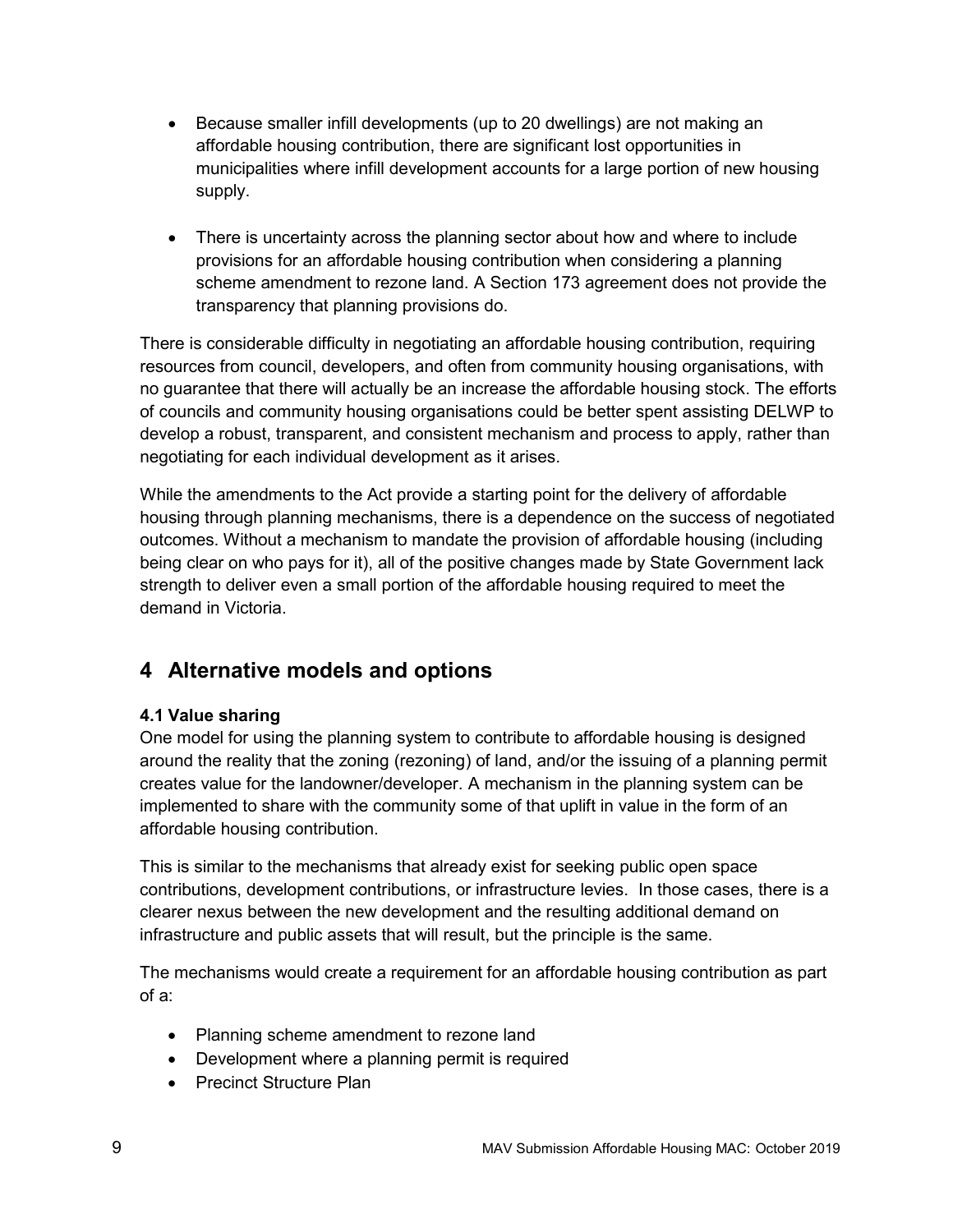- Because smaller infill developments (up to 20 dwellings) are not making an affordable housing contribution, there are significant lost opportunities in municipalities where infill development accounts for a large portion of new housing supply.

- There is uncertainty across the planning sector about how and where to include provisions for an affordable housing contribution when considering a planning scheme amendment to rezone land. A Section 173 agreement does not provide the transparency that planning provisions do.

There is considerable difficulty in negotiating an affordable housing contribution, requiring resources from council, developers, and often from community housing organisations, with no guarantee that there will actually be an increase the affordable housing stock. The efforts of councils and community housing organisations could be better spent assisting DELWP to develop a robust, transparent, and consistent mechanism and process to apply, rather than negotiating for each individual development as it arises.

While the amendments to the Act provide a starting point for the delivery of affordable housing through planning mechanisms, there is a dependence on the success of negotiated outcomes. Without a mechanism to mandate the provision of affordable housing (including being clear on who pays for it), all of the positive changes made by State Government lack strength to deliver even a small portion of the affordable housing required to meet the demand in Victoria.

# 4 Alternative models and options

### 4.1 Value sharing

One model for using the planning system to contribute to affordable housing is designed around the reality that the zoning (rezoning) of land, and/or the issuing of a planning permit creates value for the landowner/developer. A mechanism in the planning system can be implemented to share with the community some of that uplift in value in the form of an affordable housing contribution.

This is similar to the mechanisms that already exist for seeking public open space contributions, development contributions, or infrastructure levies. In those cases, there is a clearer nexus between the new development and the resulting additional demand on infrastructure and public assets that will result, but the principle is the same.

The mechanisms would create a requirement for an affordable housing contribution as part of a:

- Planning scheme amendment to rezone land
- Development where a planning permit is required
- Precinct Structure Plan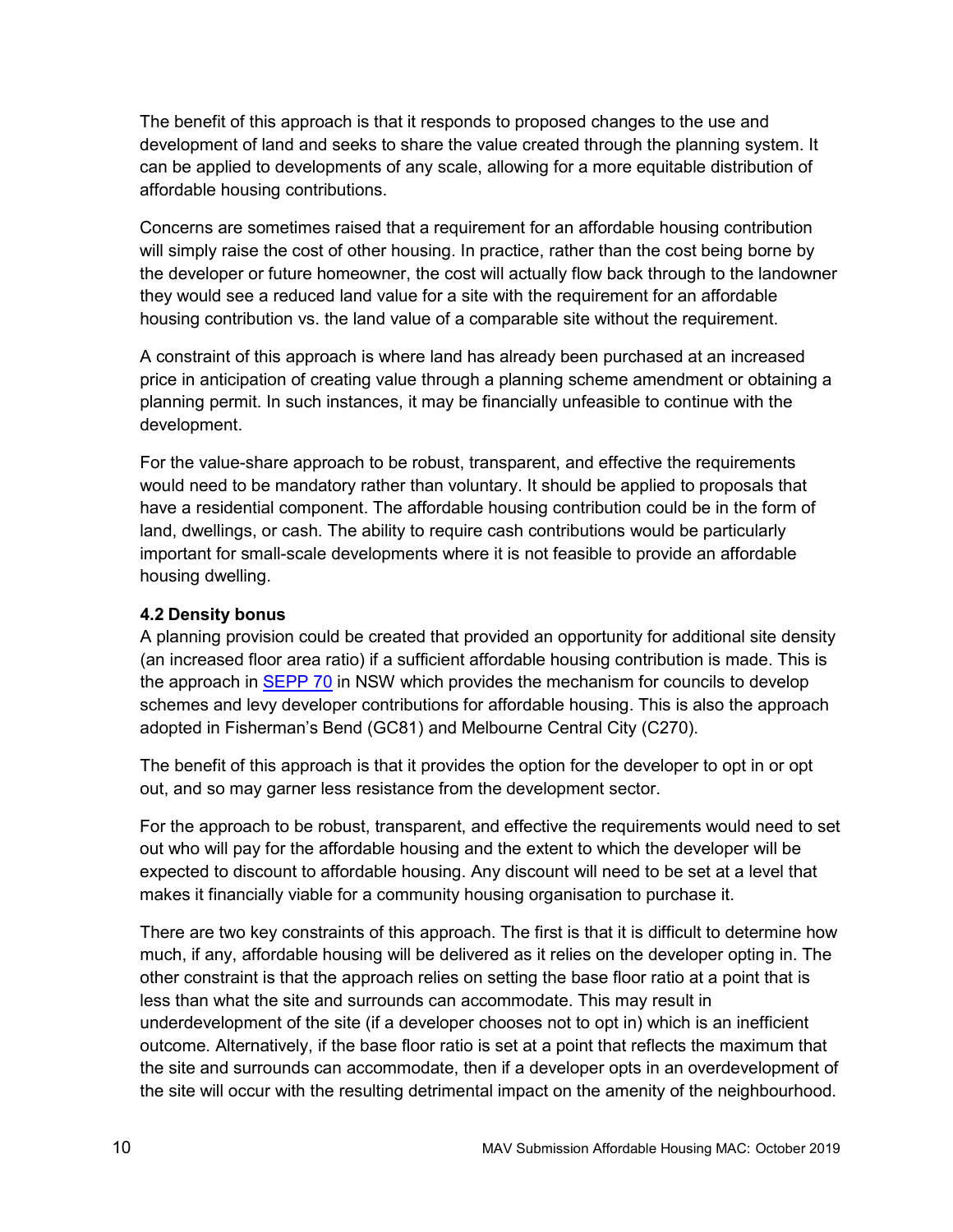The benefit of this approach is that it responds to proposed changes to the use and development of land and seeks to share the value created through the planning system. It can be applied to developments of any scale, allowing for a more equitable distribution of affordable housing contributions.

Concerns are sometimes raised that a requirement for an affordable housing contribution will simply raise the cost of other housing. In practice, rather than the cost being borne by the developer or future homeowner, the cost will actually flow back through to the landowner they would see a reduced land value for a site with the requirement for an affordable housing contribution vs. the land value of a comparable site without the requirement.

A constraint of this approach is where land has already been purchased at an increased price in anticipation of creating value through a planning scheme amendment or obtaining a planning permit. In such instances, it may be financially unfeasible to continue with the development.

For the value-share approach to be robust, transparent, and effective the requirements would need to be mandatory rather than voluntary. It should be applied to proposals that have a residential component. The affordable housing contribution could be in the form of land, dwellings, or cash. The ability to require cash contributions would be particularly important for small-scale developments where it is not feasible to provide an affordable housing dwelling.

**4.2 Density bonus**

A planning provision could be created that provided an opportunity for additional site density (an increased floor area ratio) if a sufficient affordable housing contribution is made. This is the approach in SEPP 70 in NSW which provides the mechanism for councils to develop schemes and levy developer contributions for affordable housing. This is also the approach adopted in Fisherman's Bend (GC81) and Melbourne Central City (C270).

The benefit of this approach is that it provides the option for the developer to opt in or opt out, and so may garner less resistance from the development sector.

For the approach to be robust, transparent, and effective the requirements would need to set out who will pay for the affordable housing and the extent to which the developer will be expected to discount to affordable housing. Any discount will need to be set at a level that makes it financially viable for a community housing organisation to purchase it.

There are two key constraints of this approach. The first is that it is difficult to determine how much, if any, affordable housing will be delivered as it relies on the developer opting in. The other constraint is that the approach relies on setting the base floor ratio at a point that is less than what the site and surrounds can accommodate. This may result in underdevelopment of the site (if a developer chooses not to opt in) which is an inefficient outcome. Alternatively, if the base floor ratio is set at a point that reflects the maximum that the site and surrounds can accommodate, then if a developer opts in an overdevelopment of the site will occur with the resulting detrimental impact on the amenity of the neighbourhood.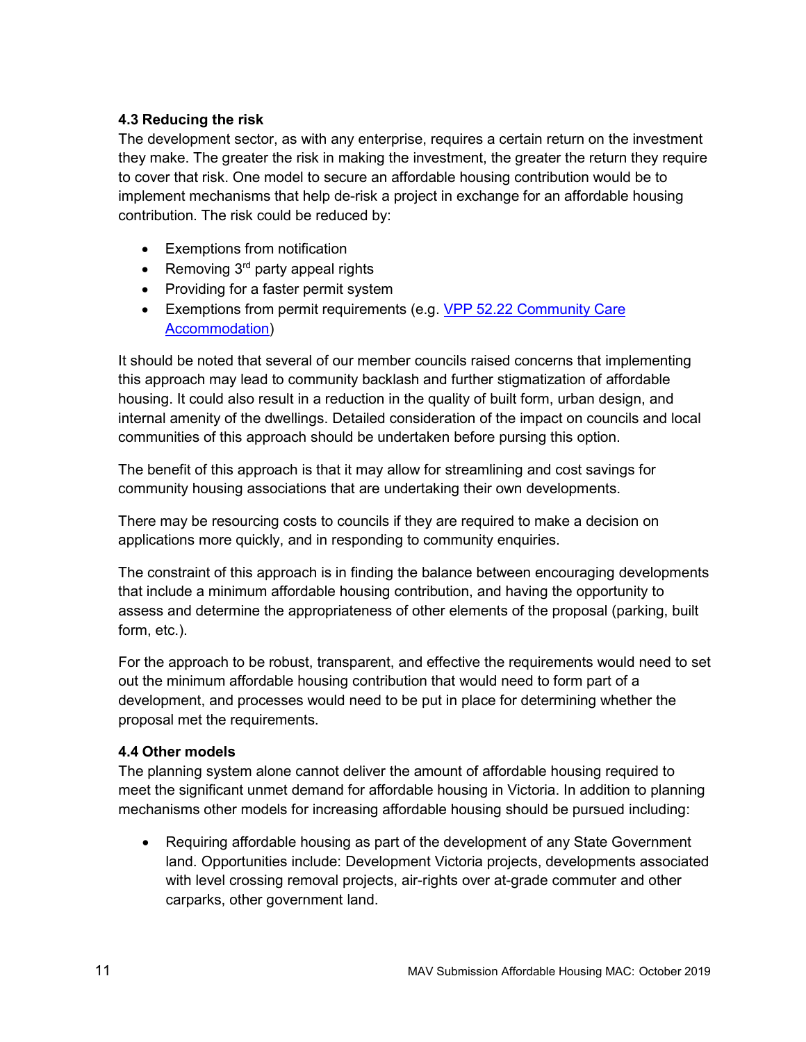**4.3 Reducing the risk**

The development sector, as with any enterprise, requires a certain return on the investment they make. The greater the risk in making the investment, the greater the return they require to cover that risk. One model to secure an affordable housing contribution would be to implement mechanisms that help de-risk a project in exchange for an affordable housing contribution. The risk could be reduced by:

- Exemptions from notification
- Removing 3rd party appeal rights
- Providing for a faster permit system
- Exemptions from permit requirements (e.g. [VPP 52.22 Community Care Accommodation](#))

It should be noted that several of our member councils raised concerns that implementing this approach may lead to community backlash and further stigmatization of affordable housing. It could also result in a reduction in the quality of built form, urban design, and internal amenity of the dwellings. Detailed consideration of the impact on councils and local communities of this approach should be undertaken before pursing this option.

The benefit of this approach is that it may allow for streamlining and cost savings for community housing associations that are undertaking their own developments.

There may be resourcing costs to councils if they are required to make a decision on applications more quickly, and in responding to community enquiries.

The constraint of this approach is in finding the balance between encouraging developments that include a minimum affordable housing contribution, and having the opportunity to assess and determine the appropriateness of other elements of the proposal (parking, built form, etc.).

For the approach to be robust, transparent, and effective the requirements would need to set out the minimum affordable housing contribution that would need to form part of a development, and processes would need to be put in place for determining whether the proposal met the requirements.

**4.4 Other models**

The planning system alone cannot deliver the amount of affordable housing required to meet the significant unmet demand for affordable housing in Victoria. In addition to planning mechanisms other models for increasing affordable housing should be pursued including:

- Requiring affordable housing as part of the development of any State Government land. Opportunities include: Development Victoria projects, developments associated with level crossing removal projects, air-rights over at-grade commuter and other carparks, other government land.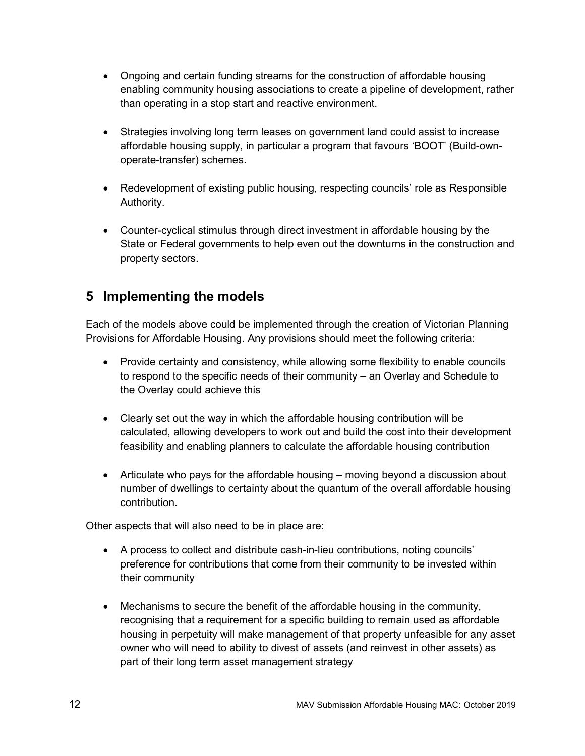- Ongoing and certain funding streams for the construction of affordable housing enabling community housing associations to create a pipeline of development, rather than operating in a stop start and reactive environment.

- Strategies involving long term leases on government land could assist to increase affordable housing supply, in particular a program that favours 'BOOT' (Build-own-operate-transfer) schemes.

- Redevelopment of existing public housing, respecting councils' role as Responsible Authority.

- Counter-cyclical stimulus through direct investment in affordable housing by the State or Federal governments to help even out the downturns in the construction and property sectors.

## 5 Implementing the models

Each of the models above could be implemented through the creation of Victorian Planning Provisions for Affordable Housing. Any provisions should meet the following criteria:

- Provide certainty and consistency, while allowing some flexibility to enable councils to respond to the specific needs of their community – an Overlay and Schedule to the Overlay could achieve this

- Clearly set out the way in which the affordable housing contribution will be calculated, allowing developers to work out and build the cost into their development feasibility and enabling planners to calculate the affordable housing contribution

- Articulate who pays for the affordable housing – moving beyond a discussion about number of dwellings to certainty about the quantum of the overall affordable housing contribution.

Other aspects that will also need to be in place are:

- A process to collect and distribute cash-in-lieu contributions, noting councils' preference for contributions that come from their community to be invested within their community

- Mechanisms to secure the benefit of the affordable housing in the community, recognising that a requirement for a specific building to remain used as affordable housing in perpetuity will make management of that property unfeasible for any asset owner who will need to ability to divest of assets (and reinvest in other assets) as part of their long term asset management strategy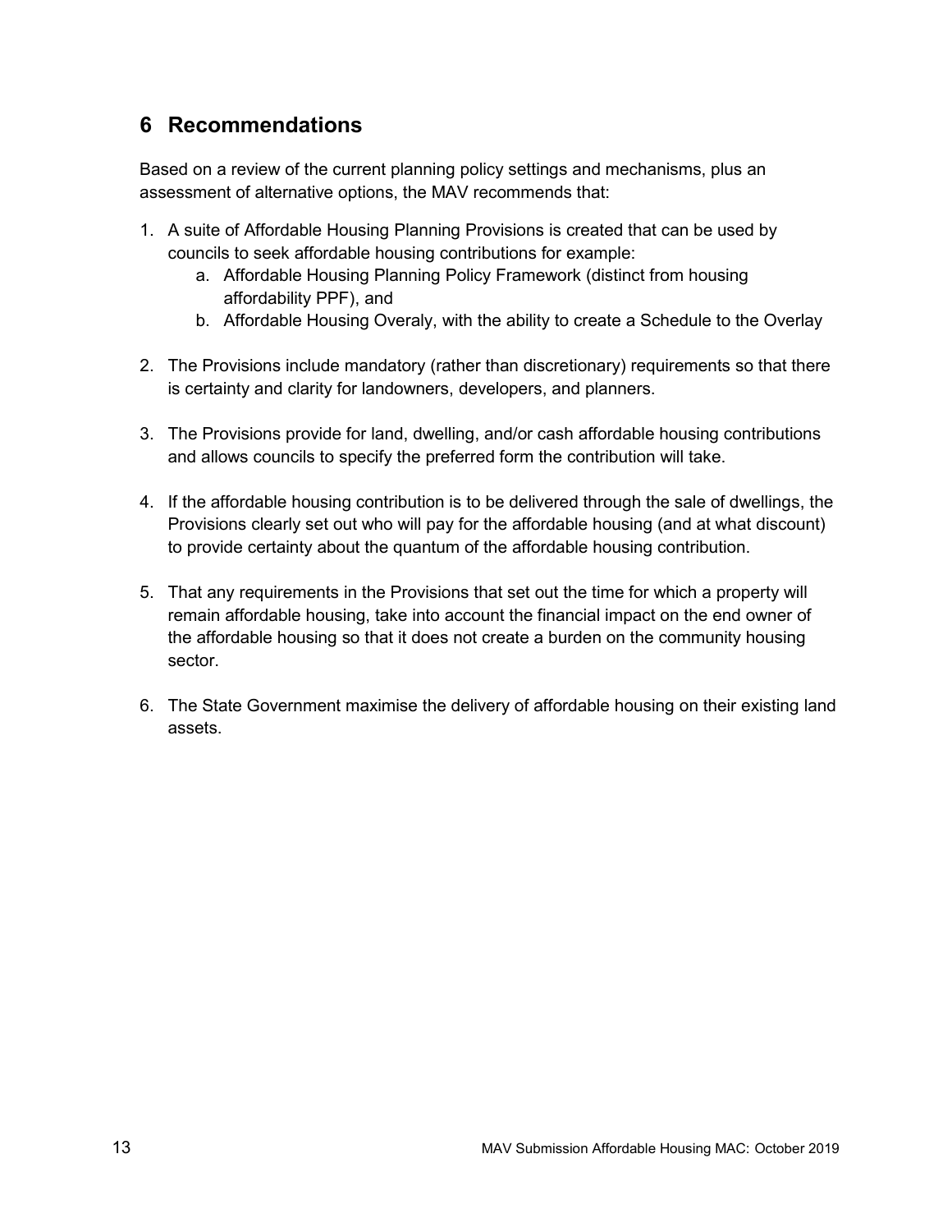## 6 Recommendations

Based on a review of the current planning policy settings and mechanisms, plus an assessment of alternative options, the MAV recommends that:

1. A suite of Affordable Housing Planning Provisions is created that can be used by councils to seek affordable housing contributions for example:
   a. Affordable Housing Planning Policy Framework (distinct from housing affordability PPF), and
   b. Affordable Housing Overaly, with the ability to create a Schedule to the Overlay

2. The Provisions include mandatory (rather than discretionary) requirements so that there is certainty and clarity for landowners, developers, and planners.

3. The Provisions provide for land, dwelling, and/or cash affordable housing contributions and allows councils to specify the preferred form the contribution will take.

4. If the affordable housing contribution is to be delivered through the sale of dwellings, the Provisions clearly set out who will pay for the affordable housing (and at what discount) to provide certainty about the quantum of the affordable housing contribution.

5. That any requirements in the Provisions that set out the time for which a property will remain affordable housing, take into account the financial impact on the end owner of the affordable housing so that it does not create a burden on the community housing sector.

6. The State Government maximise the delivery of affordable housing on their existing land assets.